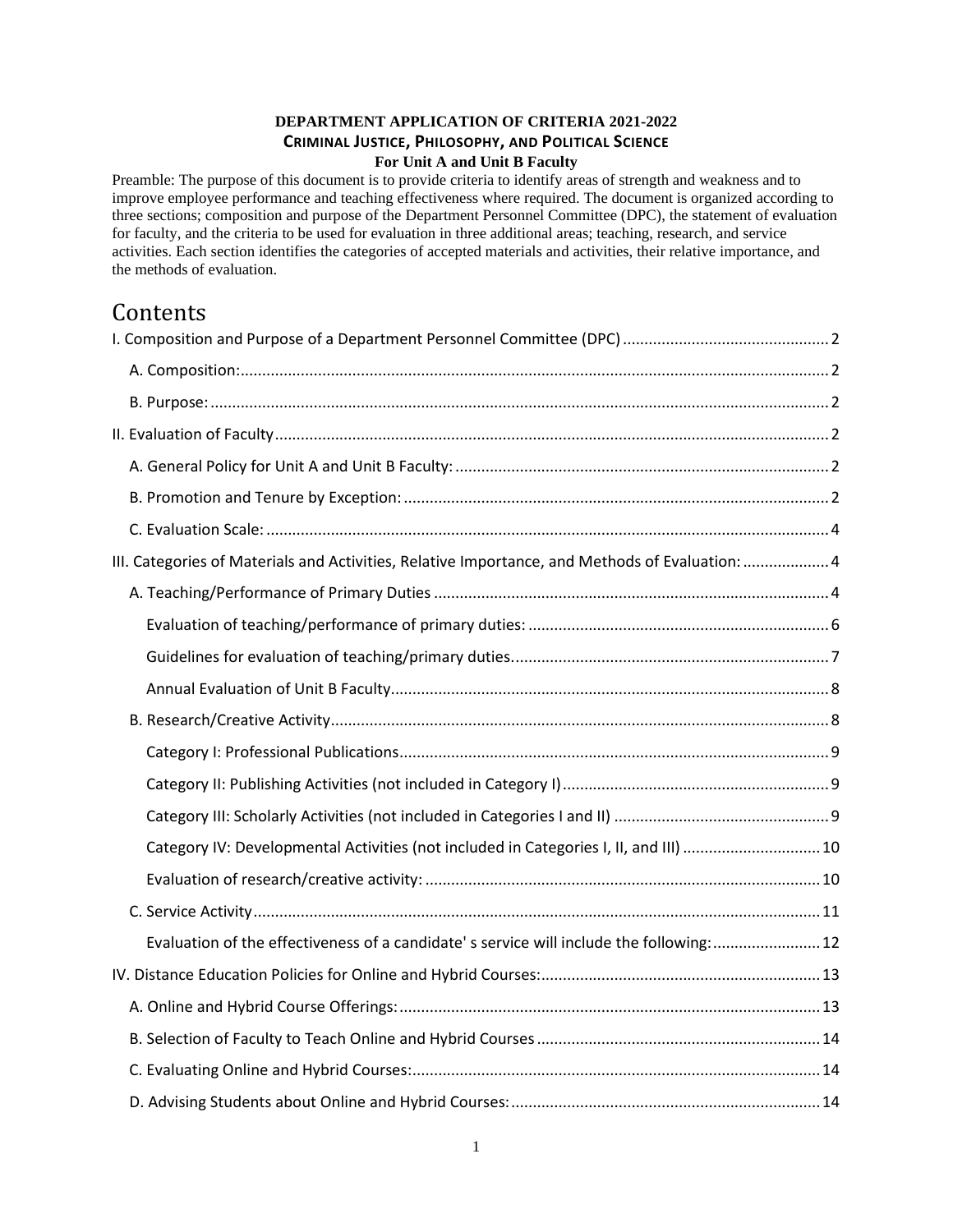**DEPARTMENT APPLICATION OF CRITERIA 2021-2022**
**CRIMINAL JUSTICE, PHILOSOPHY, AND POLITICAL SCIENCE**
**For Unit A and Unit B Faculty**

Preamble: The purpose of this document is to provide criteria to identify areas of strength and weakness and to improve employee performance and teaching effectiveness where required. The document is organized according to three sections; composition and purpose of the Department Personnel Committee (DPC), the statement of evaluation for faculty, and the criteria to be used for evaluation in three additional areas; teaching, research, and service activities. Each section identifies the categories of accepted materials and activities, their relative importance, and the methods of evaluation.

# Contents

I. Composition and Purpose of a Department Personnel Committee (DPC) .......... 2
- A. Composition: .......... 2
- B. Purpose: .......... 2

II. Evaluation of Faculty .......... 2
- A. General Policy for Unit A and Unit B Faculty: .......... 2
- B. Promotion and Tenure by Exception: .......... 2
- C. Evaluation Scale: .......... 4

III. Categories of Materials and Activities, Relative Importance, and Methods of Evaluation: .......... 4
- A. Teaching/Performance of Primary Duties .......... 4
  - Evaluation of teaching/performance of primary duties: .......... 6
  - Guidelines for evaluation of teaching/primary duties. .......... 7
  - Annual Evaluation of Unit B Faculty .......... 8
- B. Research/Creative Activity .......... 8
  - Category I: Professional Publications .......... 9
  - Category II: Publishing Activities (not included in Category I) .......... 9
  - Category III: Scholarly Activities (not included in Categories I and II) .......... 9
  - Category IV: Developmental Activities (not included in Categories I, II, and III) .......... 10
  - Evaluation of research/creative activity: .......... 10
- C. Service Activity .......... 11
  - Evaluation of the effectiveness of a candidate' s service will include the following: .......... 12

IV. Distance Education Policies for Online and Hybrid Courses: .......... 13
- A. Online and Hybrid Course Offerings: .......... 13
- B. Selection of Faculty to Teach Online and Hybrid Courses .......... 14
- C. Evaluating Online and Hybrid Courses: .......... 14
- D. Advising Students about Online and Hybrid Courses: .......... 14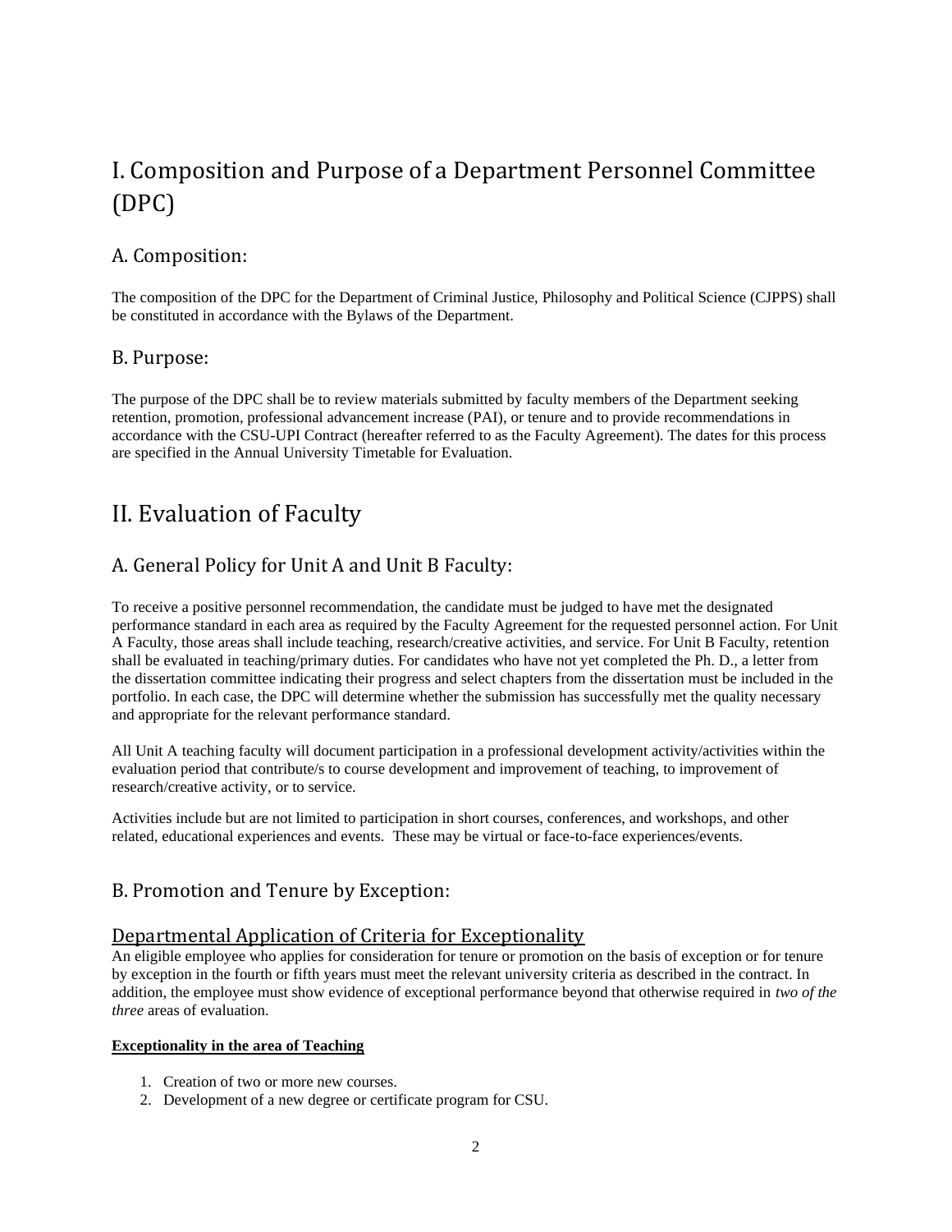# I. Composition and Purpose of a Department Personnel Committee (DPC)

## A. Composition:

The composition of the DPC for the Department of Criminal Justice, Philosophy and Political Science (CJPPS) shall be constituted in accordance with the Bylaws of the Department.

## B. Purpose:

The purpose of the DPC shall be to review materials submitted by faculty members of the Department seeking retention, promotion, professional advancement increase (PAI), or tenure and to provide recommendations in accordance with the CSU-UPI Contract (hereafter referred to as the Faculty Agreement). The dates for this process are specified in the Annual University Timetable for Evaluation.

# II. Evaluation of Faculty

## A. General Policy for Unit A and Unit B Faculty:

To receive a positive personnel recommendation, the candidate must be judged to have met the designated performance standard in each area as required by the Faculty Agreement for the requested personnel action. For Unit A Faculty, those areas shall include teaching, research/creative activities, and service. For Unit B Faculty, retention shall be evaluated in teaching/primary duties. For candidates who have not yet completed the Ph. D., a letter from the dissertation committee indicating their progress and select chapters from the dissertation must be included in the portfolio. In each case, the DPC will determine whether the submission has successfully met the quality necessary and appropriate for the relevant performance standard.

All Unit A teaching faculty will document participation in a professional development activity/activities within the evaluation period that contribute/s to course development and improvement of teaching, to improvement of research/creative activity, or to service.

Activities include but are not limited to participation in short courses, conferences, and workshops, and other related, educational experiences and events. These may be virtual or face-to-face experiences/events.

## B. Promotion and Tenure by Exception:

### Departmental Application of Criteria for Exceptionality

An eligible employee who applies for consideration for tenure or promotion on the basis of exception or for tenure by exception in the fourth or fifth years must meet the relevant university criteria as described in the contract. In addition, the employee must show evidence of exceptional performance beyond that otherwise required in *two of the three* areas of evaluation.

**Exceptionality in the area of Teaching**

1. Creation of two or more new courses.
2. Development of a new degree or certificate program for CSU.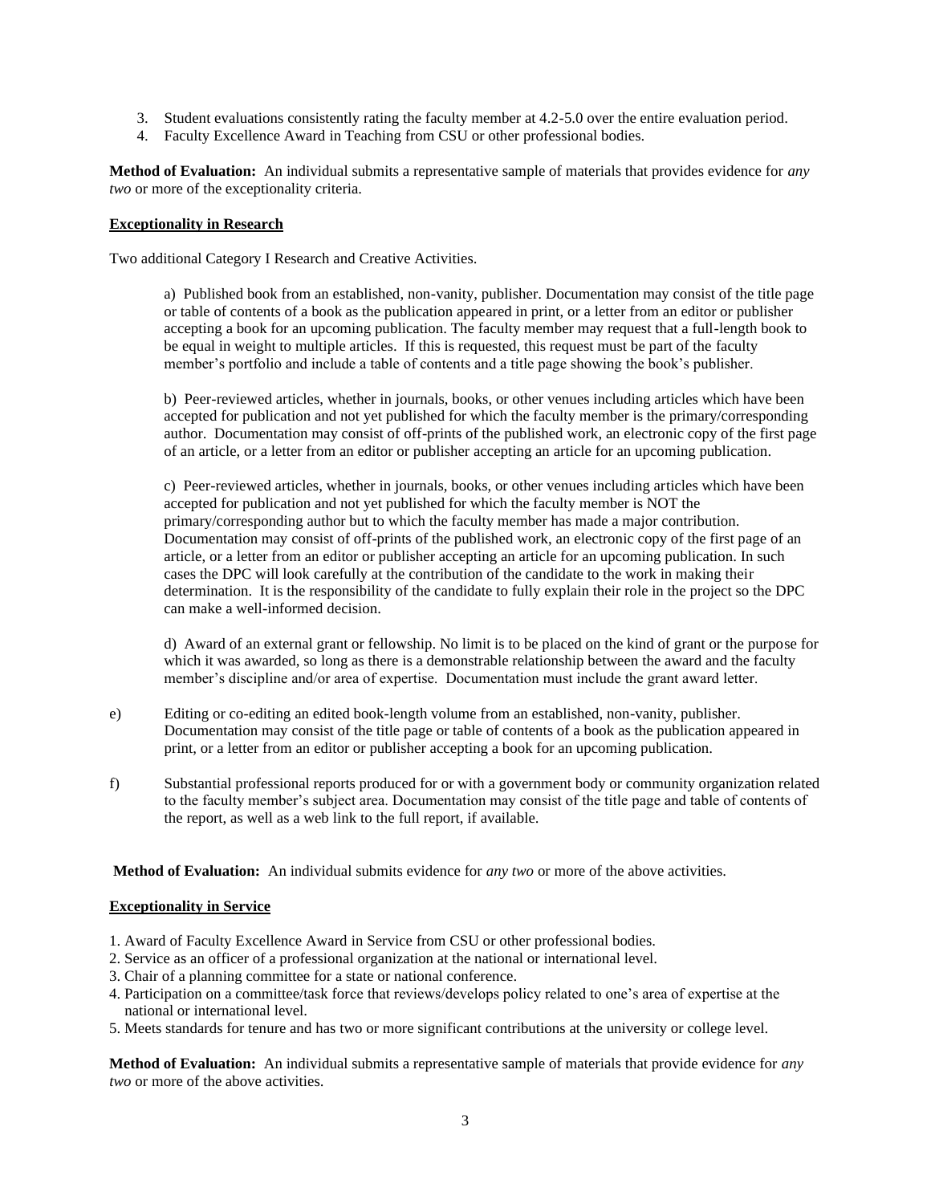3. Student evaluations consistently rating the faculty member at 4.2-5.0 over the entire evaluation period.
4. Faculty Excellence Award in Teaching from CSU or other professional bodies.

**Method of Evaluation:** An individual submits a representative sample of materials that provides evidence for *any two* or more of the exceptionality criteria.

**Exceptionality in Research**

Two additional Category I Research and Creative Activities.

a) Published book from an established, non-vanity, publisher. Documentation may consist of the title page or table of contents of a book as the publication appeared in print, or a letter from an editor or publisher accepting a book for an upcoming publication. The faculty member may request that a full-length book to be equal in weight to multiple articles. If this is requested, this request must be part of the faculty member's portfolio and include a table of contents and a title page showing the book's publisher.

b) Peer-reviewed articles, whether in journals, books, or other venues including articles which have been accepted for publication and not yet published for which the faculty member is the primary/corresponding author. Documentation may consist of off-prints of the published work, an electronic copy of the first page of an article, or a letter from an editor or publisher accepting an article for an upcoming publication.

c) Peer-reviewed articles, whether in journals, books, or other venues including articles which have been accepted for publication and not yet published for which the faculty member is NOT the primary/corresponding author but to which the faculty member has made a major contribution. Documentation may consist of off-prints of the published work, an electronic copy of the first page of an article, or a letter from an editor or publisher accepting an article for an upcoming publication. In such cases the DPC will look carefully at the contribution of the candidate to the work in making their determination. It is the responsibility of the candidate to fully explain their role in the project so the DPC can make a well-informed decision.

d) Award of an external grant or fellowship. No limit is to be placed on the kind of grant or the purpose for which it was awarded, so long as there is a demonstrable relationship between the award and the faculty member's discipline and/or area of expertise. Documentation must include the grant award letter.

e) Editing or co-editing an edited book-length volume from an established, non-vanity, publisher. Documentation may consist of the title page or table of contents of a book as the publication appeared in print, or a letter from an editor or publisher accepting a book for an upcoming publication.

f) Substantial professional reports produced for or with a government body or community organization related to the faculty member's subject area. Documentation may consist of the title page and table of contents of the report, as well as a web link to the full report, if available.

**Method of Evaluation:** An individual submits evidence for *any two* or more of the above activities.

**Exceptionality in Service**

1. Award of Faculty Excellence Award in Service from CSU or other professional bodies.
2. Service as an officer of a professional organization at the national or international level.
3. Chair of a planning committee for a state or national conference.
4. Participation on a committee/task force that reviews/develops policy related to one's area of expertise at the national or international level.
5. Meets standards for tenure and has two or more significant contributions at the university or college level.

**Method of Evaluation:** An individual submits a representative sample of materials that provide evidence for *any two* or more of the above activities.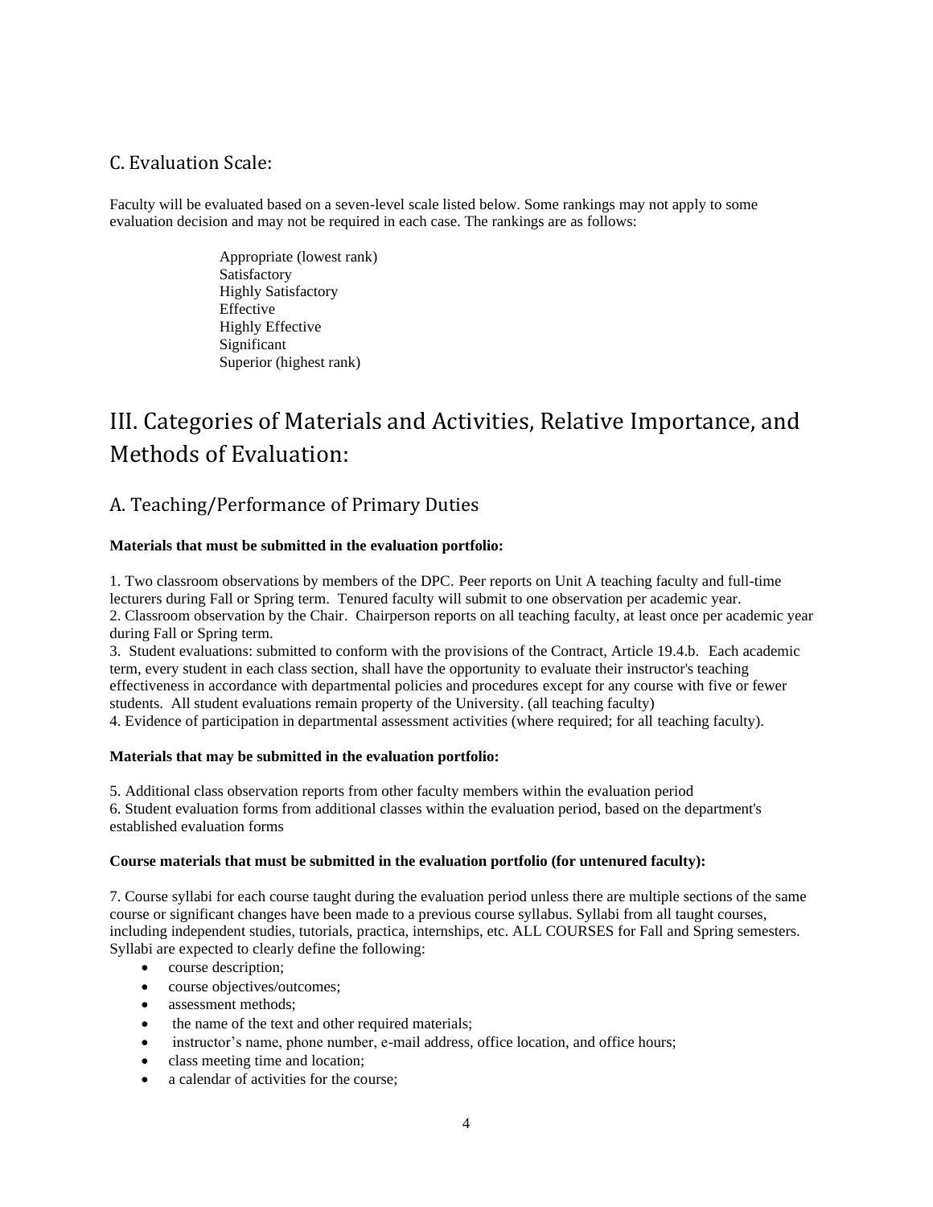## C. Evaluation Scale:

Faculty will be evaluated based on a seven-level scale listed below. Some rankings may not apply to some evaluation decision and may not be required in each case. The rankings are as follows:

Appropriate (lowest rank)
Satisfactory
Highly Satisfactory
Effective
Highly Effective
Significant
Superior (highest rank)

# III. Categories of Materials and Activities, Relative Importance, and Methods of Evaluation:

## A. Teaching/Performance of Primary Duties

**Materials that must be submitted in the evaluation portfolio:**

1. Two classroom observations by members of the DPC. Peer reports on Unit A teaching faculty and full-time lecturers during Fall or Spring term. Tenured faculty will submit to one observation per academic year.
2. Classroom observation by the Chair. Chairperson reports on all teaching faculty, at least once per academic year during Fall or Spring term.
3. Student evaluations: submitted to conform with the provisions of the Contract, Article 19.4.b. Each academic term, every student in each class section, shall have the opportunity to evaluate their instructor's teaching effectiveness in accordance with departmental policies and procedures except for any course with five or fewer students. All student evaluations remain property of the University. (all teaching faculty)
4. Evidence of participation in departmental assessment activities (where required; for all teaching faculty).

**Materials that may be submitted in the evaluation portfolio:**

5. Additional class observation reports from other faculty members within the evaluation period
6. Student evaluation forms from additional classes within the evaluation period, based on the department's established evaluation forms

**Course materials that must be submitted in the evaluation portfolio (for untenured faculty):**

7. Course syllabi for each course taught during the evaluation period unless there are multiple sections of the same course or significant changes have been made to a previous course syllabus. Syllabi from all taught courses, including independent studies, tutorials, practica, internships, etc. ALL COURSES for Fall and Spring semesters. Syllabi are expected to clearly define the following:

- course description;
- course objectives/outcomes;
- assessment methods;
- the name of the text and other required materials;
- instructor's name, phone number, e-mail address, office location, and office hours;
- class meeting time and location;
- a calendar of activities for the course;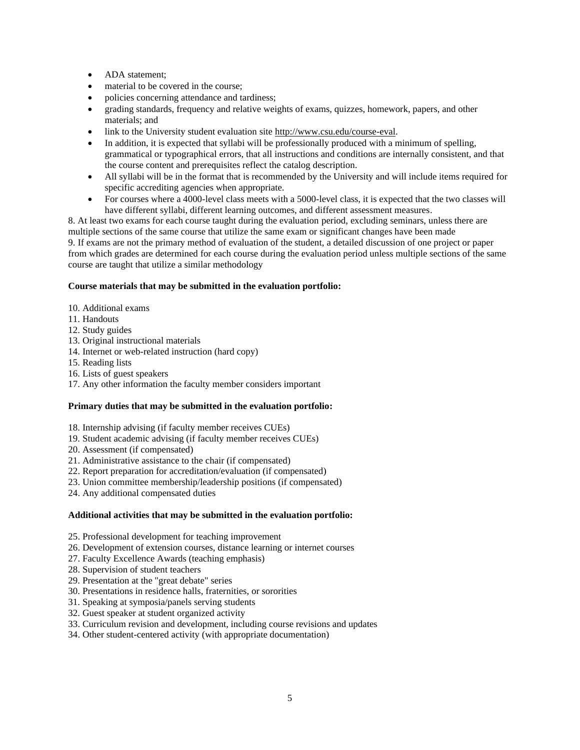- ADA statement;
- material to be covered in the course;
- policies concerning attendance and tardiness;
- grading standards, frequency and relative weights of exams, quizzes, homework, papers, and other materials; and
- link to the University student evaluation site http://www.csu.edu/course-eval.
- In addition, it is expected that syllabi will be professionally produced with a minimum of spelling, grammatical or typographical errors, that all instructions and conditions are internally consistent, and that the course content and prerequisites reflect the catalog description.
- All syllabi will be in the format that is recommended by the University and will include items required for specific accrediting agencies when appropriate.
- For courses where a 4000-level class meets with a 5000-level class, it is expected that the two classes will have different syllabi, different learning outcomes, and different assessment measures.

8. At least two exams for each course taught during the evaluation period, excluding seminars, unless there are multiple sections of the same course that utilize the same exam or significant changes have been made
9. If exams are not the primary method of evaluation of the student, a detailed discussion of one project or paper from which grades are determined for each course during the evaluation period unless multiple sections of the same course are taught that utilize a similar methodology

**Course materials that may be submitted in the evaluation portfolio:**

10. Additional exams
11. Handouts
12. Study guides
13. Original instructional materials
14. Internet or web-related instruction (hard copy)
15. Reading lists
16. Lists of guest speakers
17. Any other information the faculty member considers important

**Primary duties that may be submitted in the evaluation portfolio:**

18. Internship advising (if faculty member receives CUEs)
19. Student academic advising (if faculty member receives CUEs)
20. Assessment (if compensated)
21. Administrative assistance to the chair (if compensated)
22. Report preparation for accreditation/evaluation (if compensated)
23. Union committee membership/leadership positions (if compensated)
24. Any additional compensated duties

**Additional activities that may be submitted in the evaluation portfolio:**

25. Professional development for teaching improvement
26. Development of extension courses, distance learning or internet courses
27. Faculty Excellence Awards (teaching emphasis)
28. Supervision of student teachers
29. Presentation at the "great debate" series
30. Presentations in residence halls, fraternities, or sororities
31. Speaking at symposia/panels serving students
32. Guest speaker at student organized activity
33. Curriculum revision and development, including course revisions and updates
34. Other student-centered activity (with appropriate documentation)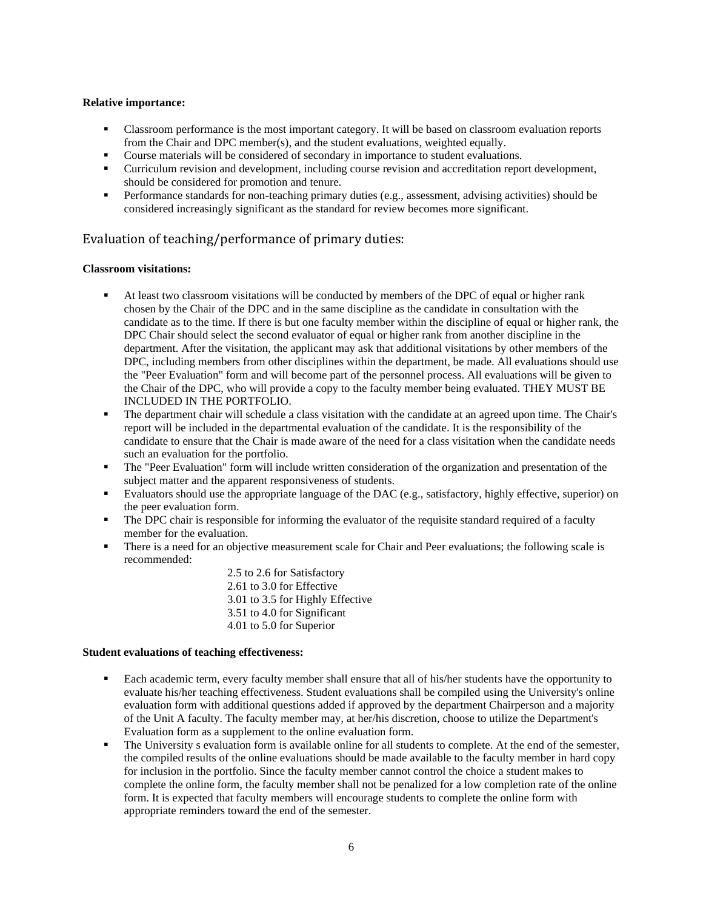**Relative importance:**

- Classroom performance is the most important category. It will be based on classroom evaluation reports from the Chair and DPC member(s), and the student evaluations, weighted equally.
- Course materials will be considered of secondary in importance to student evaluations.
- Curriculum revision and development, including course revision and accreditation report development, should be considered for promotion and tenure.
- Performance standards for non-teaching primary duties (e.g., assessment, advising activities) should be considered increasingly significant as the standard for review becomes more significant.

## Evaluation of teaching/performance of primary duties:

**Classroom visitations:**

- At least two classroom visitations will be conducted by members of the DPC of equal or higher rank chosen by the Chair of the DPC and in the same discipline as the candidate in consultation with the candidate as to the time. If there is but one faculty member within the discipline of equal or higher rank, the DPC Chair should select the second evaluator of equal or higher rank from another discipline in the department. After the visitation, the applicant may ask that additional visitations by other members of the DPC, including members from other disciplines within the department, be made. All evaluations should use the "Peer Evaluation" form and will become part of the personnel process. All evaluations will be given to the Chair of the DPC, who will provide a copy to the faculty member being evaluated. THEY MUST BE INCLUDED IN THE PORTFOLIO.
- The department chair will schedule a class visitation with the candidate at an agreed upon time. The Chair's report will be included in the departmental evaluation of the candidate. It is the responsibility of the candidate to ensure that the Chair is made aware of the need for a class visitation when the candidate needs such an evaluation for the portfolio.
- The "Peer Evaluation" form will include written consideration of the organization and presentation of the subject matter and the apparent responsiveness of students.
- Evaluators should use the appropriate language of the DAC (e.g., satisfactory, highly effective, superior) on the peer evaluation form.
- The DPC chair is responsible for informing the evaluator of the requisite standard required of a faculty member for the evaluation.
- There is a need for an objective measurement scale for Chair and Peer evaluations; the following scale is recommended:

  2.5 to 2.6 for Satisfactory  
  2.61 to 3.0 for Effective  
  3.01 to 3.5 for Highly Effective  
  3.51 to 4.0 for Significant  
  4.01 to 5.0 for Superior

**Student evaluations of teaching effectiveness:**

- Each academic term, every faculty member shall ensure that all of his/her students have the opportunity to evaluate his/her teaching effectiveness. Student evaluations shall be compiled using the University's online evaluation form with additional questions added if approved by the department Chairperson and a majority of the Unit A faculty. The faculty member may, at her/his discretion, choose to utilize the Department's Evaluation form as a supplement to the online evaluation form.
- The University s evaluation form is available online for all students to complete. At the end of the semester, the compiled results of the online evaluations should be made available to the faculty member in hard copy for inclusion in the portfolio. Since the faculty member cannot control the choice a student makes to complete the online form, the faculty member shall not be penalized for a low completion rate of the online form. It is expected that faculty members will encourage students to complete the online form with appropriate reminders toward the end of the semester.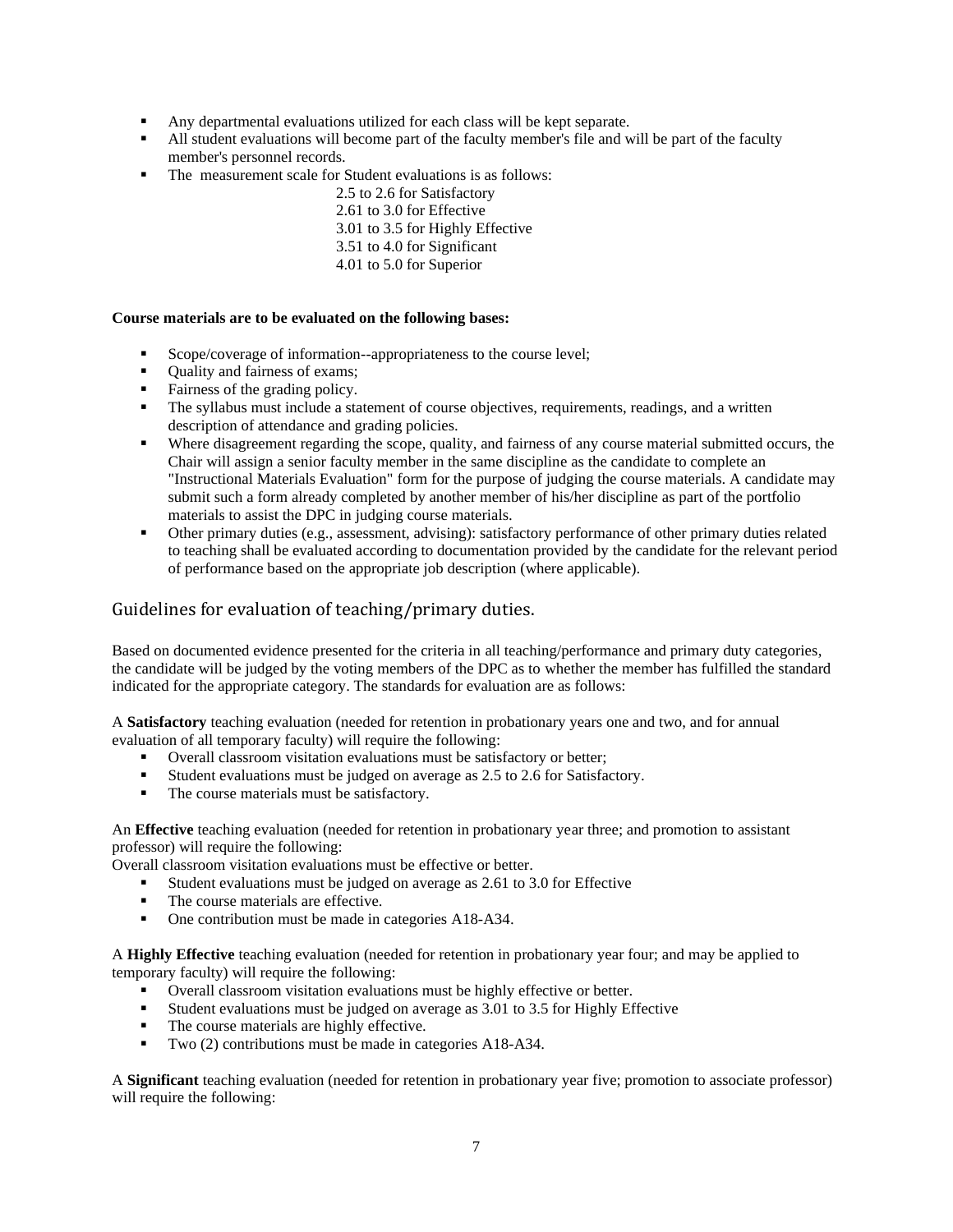- Any departmental evaluations utilized for each class will be kept separate.
- All student evaluations will become part of the faculty member's file and will be part of the faculty member's personnel records.
- The measurement scale for Student evaluations is as follows:

  2.5 to 2.6 for Satisfactory
  2.61 to 3.0 for Effective
  3.01 to 3.5 for Highly Effective
  3.51 to 4.0 for Significant
  4.01 to 5.0 for Superior

**Course materials are to be evaluated on the following bases:**

- Scope/coverage of information--appropriateness to the course level;
- Quality and fairness of exams;
- Fairness of the grading policy.
- The syllabus must include a statement of course objectives, requirements, readings, and a written description of attendance and grading policies.
- Where disagreement regarding the scope, quality, and fairness of any course material submitted occurs, the Chair will assign a senior faculty member in the same discipline as the candidate to complete an "Instructional Materials Evaluation" form for the purpose of judging the course materials. A candidate may submit such a form already completed by another member of his/her discipline as part of the portfolio materials to assist the DPC in judging course materials.
- Other primary duties (e.g., assessment, advising): satisfactory performance of other primary duties related to teaching shall be evaluated according to documentation provided by the candidate for the relevant period of performance based on the appropriate job description (where applicable).

## Guidelines for evaluation of teaching/primary duties.

Based on documented evidence presented for the criteria in all teaching/performance and primary duty categories, the candidate will be judged by the voting members of the DPC as to whether the member has fulfilled the standard indicated for the appropriate category. The standards for evaluation are as follows:

A **Satisfactory** teaching evaluation (needed for retention in probationary years one and two, and for annual evaluation of all temporary faculty) will require the following:

- Overall classroom visitation evaluations must be satisfactory or better;
- Student evaluations must be judged on average as 2.5 to 2.6 for Satisfactory.
- The course materials must be satisfactory.

An **Effective** teaching evaluation (needed for retention in probationary year three; and promotion to assistant professor) will require the following:

Overall classroom visitation evaluations must be effective or better.

- Student evaluations must be judged on average as 2.61 to 3.0 for Effective
- The course materials are effective.
- One contribution must be made in categories A18-A34.

A **Highly Effective** teaching evaluation (needed for retention in probationary year four; and may be applied to temporary faculty) will require the following:

- Overall classroom visitation evaluations must be highly effective or better.
- Student evaluations must be judged on average as 3.01 to 3.5 for Highly Effective
- The course materials are highly effective.
- Two (2) contributions must be made in categories A18-A34.

A **Significant** teaching evaluation (needed for retention in probationary year five; promotion to associate professor) will require the following: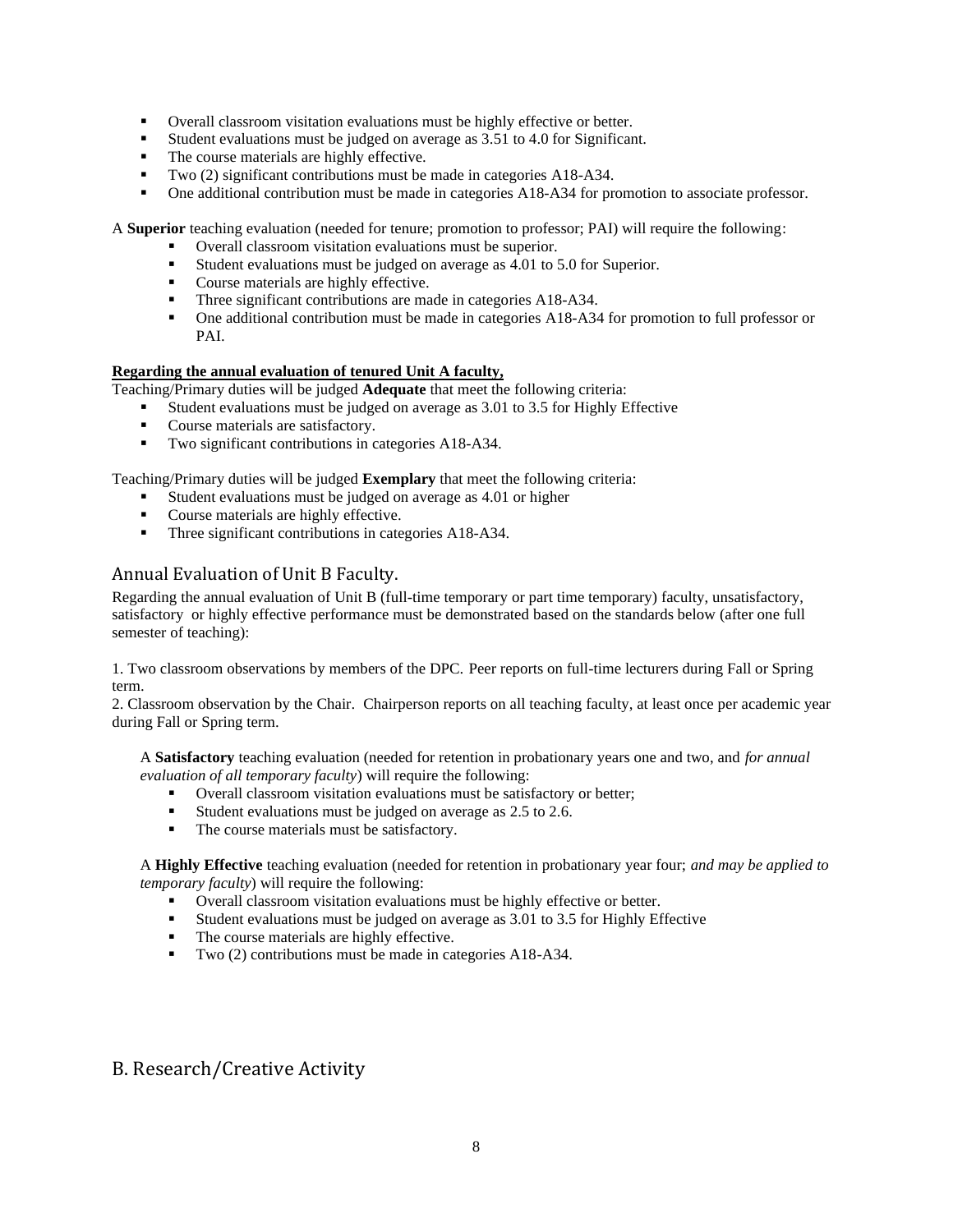- Overall classroom visitation evaluations must be highly effective or better.
- Student evaluations must be judged on average as 3.51 to 4.0 for Significant.
- The course materials are highly effective.
- Two (2) significant contributions must be made in categories A18-A34.
- One additional contribution must be made in categories A18-A34 for promotion to associate professor.

A **Superior** teaching evaluation (needed for tenure; promotion to professor; PAI) will require the following:

- Overall classroom visitation evaluations must be superior.
- Student evaluations must be judged on average as 4.01 to 5.0 for Superior.
- Course materials are highly effective.
- Three significant contributions are made in categories A18-A34.
- One additional contribution must be made in categories A18-A34 for promotion to full professor or PAI.

**Regarding the annual evaluation of tenured Unit A faculty,**

Teaching/Primary duties will be judged **Adequate** that meet the following criteria:

- Student evaluations must be judged on average as 3.01 to 3.5 for Highly Effective
- Course materials are satisfactory.
- Two significant contributions in categories A18-A34.

Teaching/Primary duties will be judged **Exemplary** that meet the following criteria:

- Student evaluations must be judged on average as 4.01 or higher
- Course materials are highly effective.
- Three significant contributions in categories A18-A34.

## Annual Evaluation of Unit B Faculty.

Regarding the annual evaluation of Unit B (full-time temporary or part time temporary) faculty, unsatisfactory, satisfactory or highly effective performance must be demonstrated based on the standards below (after one full semester of teaching):

1. Two classroom observations by members of the DPC. Peer reports on full-time lecturers during Fall or Spring term.
2. Classroom observation by the Chair. Chairperson reports on all teaching faculty, at least once per academic year during Fall or Spring term.

A **Satisfactory** teaching evaluation (needed for retention in probationary years one and two, and *for annual evaluation of all temporary faculty*) will require the following:

- Overall classroom visitation evaluations must be satisfactory or better;
- Student evaluations must be judged on average as 2.5 to 2.6.
- The course materials must be satisfactory.

A **Highly Effective** teaching evaluation (needed for retention in probationary year four; *and may be applied to temporary faculty*) will require the following:

- Overall classroom visitation evaluations must be highly effective or better.
- Student evaluations must be judged on average as 3.01 to 3.5 for Highly Effective
- The course materials are highly effective.
- Two (2) contributions must be made in categories A18-A34.

## B. Research/Creative Activity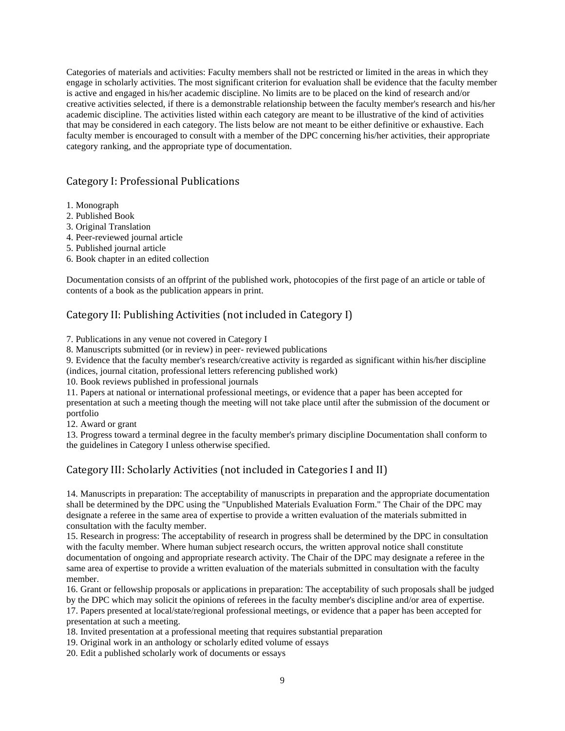Categories of materials and activities: Faculty members shall not be restricted or limited in the areas in which they engage in scholarly activities. The most significant criterion for evaluation shall be evidence that the faculty member is active and engaged in his/her academic discipline. No limits are to be placed on the kind of research and/or creative activities selected, if there is a demonstrable relationship between the faculty member's research and his/her academic discipline. The activities listed within each category are meant to be illustrative of the kind of activities that may be considered in each category. The lists below are not meant to be either definitive or exhaustive. Each faculty member is encouraged to consult with a member of the DPC concerning his/her activities, their appropriate category ranking, and the appropriate type of documentation.

## Category I: Professional Publications

1. Monograph
2. Published Book
3. Original Translation
4. Peer-reviewed journal article
5. Published journal article
6. Book chapter in an edited collection

Documentation consists of an offprint of the published work, photocopies of the first page of an article or table of contents of a book as the publication appears in print.

## Category II: Publishing Activities (not included in Category I)

7. Publications in any venue not covered in Category I
8. Manuscripts submitted (or in review) in peer- reviewed publications
9. Evidence that the faculty member's research/creative activity is regarded as significant within his/her discipline (indices, journal citation, professional letters referencing published work)
10. Book reviews published in professional journals
11. Papers at national or international professional meetings, or evidence that a paper has been accepted for presentation at such a meeting though the meeting will not take place until after the submission of the document or portfolio
12. Award or grant
13. Progress toward a terminal degree in the faculty member's primary discipline Documentation shall conform to the guidelines in Category I unless otherwise specified.

## Category III: Scholarly Activities (not included in Categories I and II)

14. Manuscripts in preparation: The acceptability of manuscripts in preparation and the appropriate documentation shall be determined by the DPC using the "Unpublished Materials Evaluation Form." The Chair of the DPC may designate a referee in the same area of expertise to provide a written evaluation of the materials submitted in consultation with the faculty member.
15. Research in progress: The acceptability of research in progress shall be determined by the DPC in consultation with the faculty member. Where human subject research occurs, the written approval notice shall constitute documentation of ongoing and appropriate research activity. The Chair of the DPC may designate a referee in the same area of expertise to provide a written evaluation of the materials submitted in consultation with the faculty member.
16. Grant or fellowship proposals or applications in preparation: The acceptability of such proposals shall be judged by the DPC which may solicit the opinions of referees in the faculty member's discipline and/or area of expertise.
17. Papers presented at local/state/regional professional meetings, or evidence that a paper has been accepted for presentation at such a meeting.
18. Invited presentation at a professional meeting that requires substantial preparation
19. Original work in an anthology or scholarly edited volume of essays
20. Edit a published scholarly work of documents or essays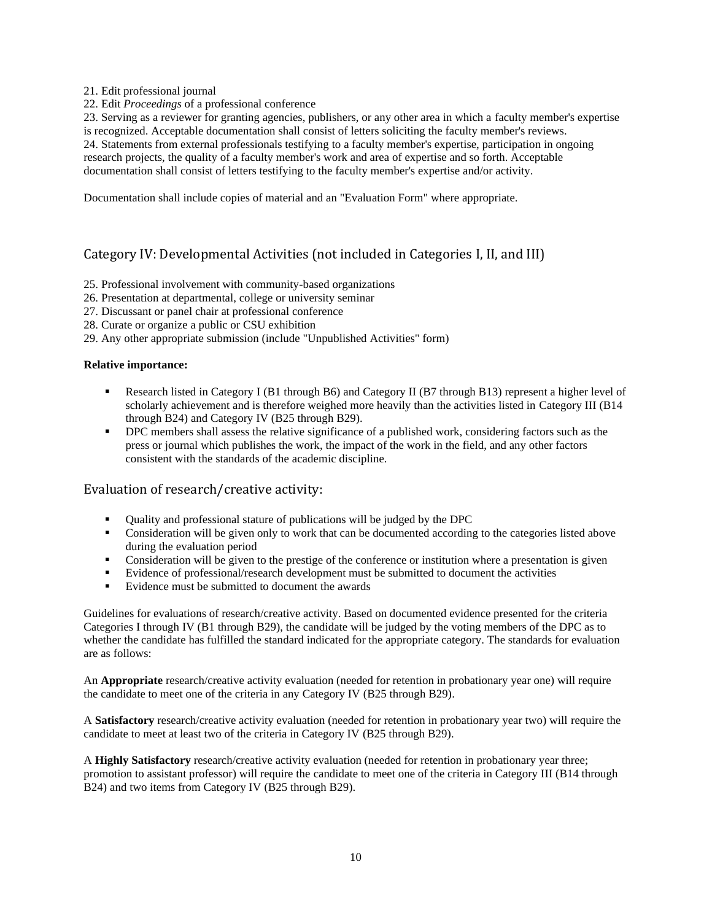21. Edit professional journal
22. Edit *Proceedings* of a professional conference
23. Serving as a reviewer for granting agencies, publishers, or any other area in which a faculty member's expertise is recognized. Acceptable documentation shall consist of letters soliciting the faculty member's reviews.
24. Statements from external professionals testifying to a faculty member's expertise, participation in ongoing research projects, the quality of a faculty member's work and area of expertise and so forth. Acceptable documentation shall consist of letters testifying to the faculty member's expertise and/or activity.

Documentation shall include copies of material and an "Evaluation Form" where appropriate.

## Category IV: Developmental Activities (not included in Categories I, II, and III)

25. Professional involvement with community-based organizations
26. Presentation at departmental, college or university seminar
27. Discussant or panel chair at professional conference
28. Curate or organize a public or CSU exhibition
29. Any other appropriate submission (include "Unpublished Activities" form)

**Relative importance:**

- Research listed in Category I (B1 through B6) and Category II (B7 through B13) represent a higher level of scholarly achievement and is therefore weighed more heavily than the activities listed in Category III (B14 through B24) and Category IV (B25 through B29).
- DPC members shall assess the relative significance of a published work, considering factors such as the press or journal which publishes the work, the impact of the work in the field, and any other factors consistent with the standards of the academic discipline.

## Evaluation of research/creative activity:

- Quality and professional stature of publications will be judged by the DPC
- Consideration will be given only to work that can be documented according to the categories listed above during the evaluation period
- Consideration will be given to the prestige of the conference or institution where a presentation is given
- Evidence of professional/research development must be submitted to document the activities
- Evidence must be submitted to document the awards

Guidelines for evaluations of research/creative activity. Based on documented evidence presented for the criteria Categories I through IV (B1 through B29), the candidate will be judged by the voting members of the DPC as to whether the candidate has fulfilled the standard indicated for the appropriate category. The standards for evaluation are as follows:

An **Appropriate** research/creative activity evaluation (needed for retention in probationary year one) will require the candidate to meet one of the criteria in any Category IV (B25 through B29).

A **Satisfactory** research/creative activity evaluation (needed for retention in probationary year two) will require the candidate to meet at least two of the criteria in Category IV (B25 through B29).

A **Highly Satisfactory** research/creative activity evaluation (needed for retention in probationary year three; promotion to assistant professor) will require the candidate to meet one of the criteria in Category III (B14 through B24) and two items from Category IV (B25 through B29).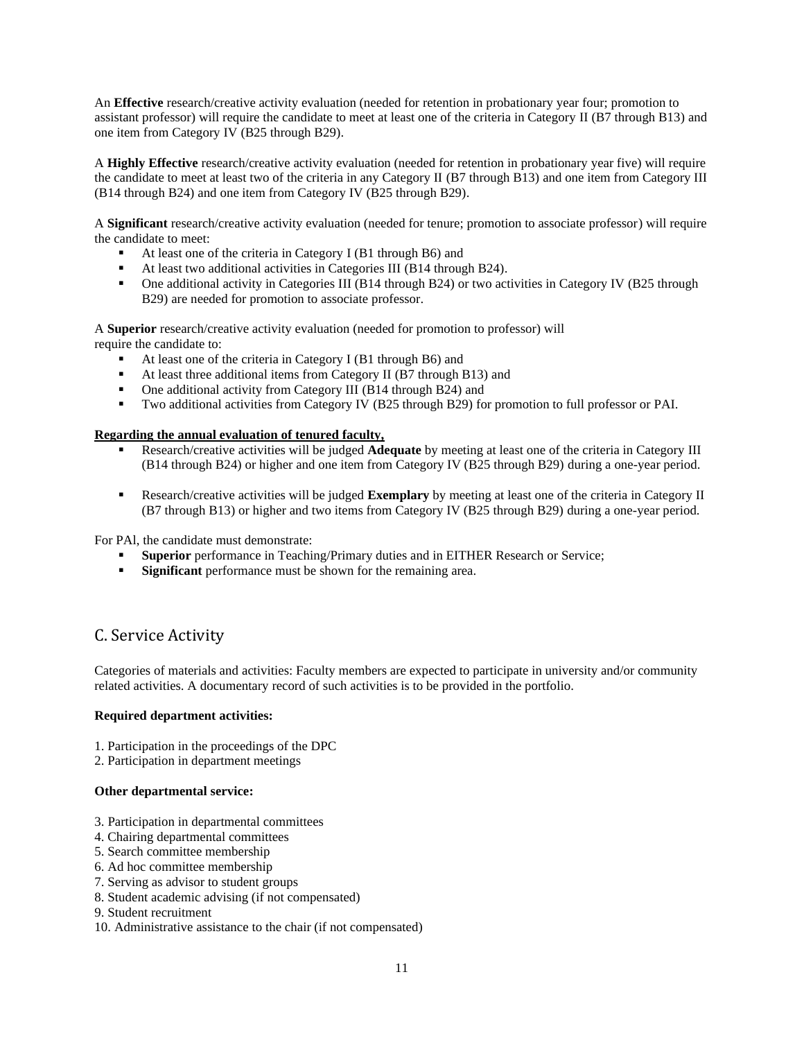An **Effective** research/creative activity evaluation (needed for retention in probationary year four; promotion to assistant professor) will require the candidate to meet at least one of the criteria in Category II (B7 through B13) and one item from Category IV (B25 through B29).

A **Highly Effective** research/creative activity evaluation (needed for retention in probationary year five) will require the candidate to meet at least two of the criteria in any Category II (B7 through B13) and one item from Category III (B14 through B24) and one item from Category IV (B25 through B29).

A **Significant** research/creative activity evaluation (needed for tenure; promotion to associate professor) will require the candidate to meet:

- At least one of the criteria in Category I (B1 through B6) and
- At least two additional activities in Categories III (B14 through B24).
- One additional activity in Categories III (B14 through B24) or two activities in Category IV (B25 through B29) are needed for promotion to associate professor.

A **Superior** research/creative activity evaluation (needed for promotion to professor) will require the candidate to:

- At least one of the criteria in Category I (B1 through B6) and
- At least three additional items from Category II (B7 through B13) and
- One additional activity from Category III (B14 through B24) and
- Two additional activities from Category IV (B25 through B29) for promotion to full professor or PAI.

**Regarding the annual evaluation of tenured faculty,**

- Research/creative activities will be judged **Adequate** by meeting at least one of the criteria in Category III (B14 through B24) or higher and one item from Category IV (B25 through B29) during a one-year period.
- Research/creative activities will be judged **Exemplary** by meeting at least one of the criteria in Category II (B7 through B13) or higher and two items from Category IV (B25 through B29) during a one-year period.

For PAl, the candidate must demonstrate:

- **Superior** performance in Teaching/Primary duties and in EITHER Research or Service;
- **Significant** performance must be shown for the remaining area.

## C. Service Activity

Categories of materials and activities: Faculty members are expected to participate in university and/or community related activities. A documentary record of such activities is to be provided in the portfolio.

**Required department activities:**

1. Participation in the proceedings of the DPC
2. Participation in department meetings

**Other departmental service:**

3. Participation in departmental committees
4. Chairing departmental committees
5. Search committee membership
6. Ad hoc committee membership
7. Serving as advisor to student groups
8. Student academic advising (if not compensated)
9. Student recruitment
10. Administrative assistance to the chair (if not compensated)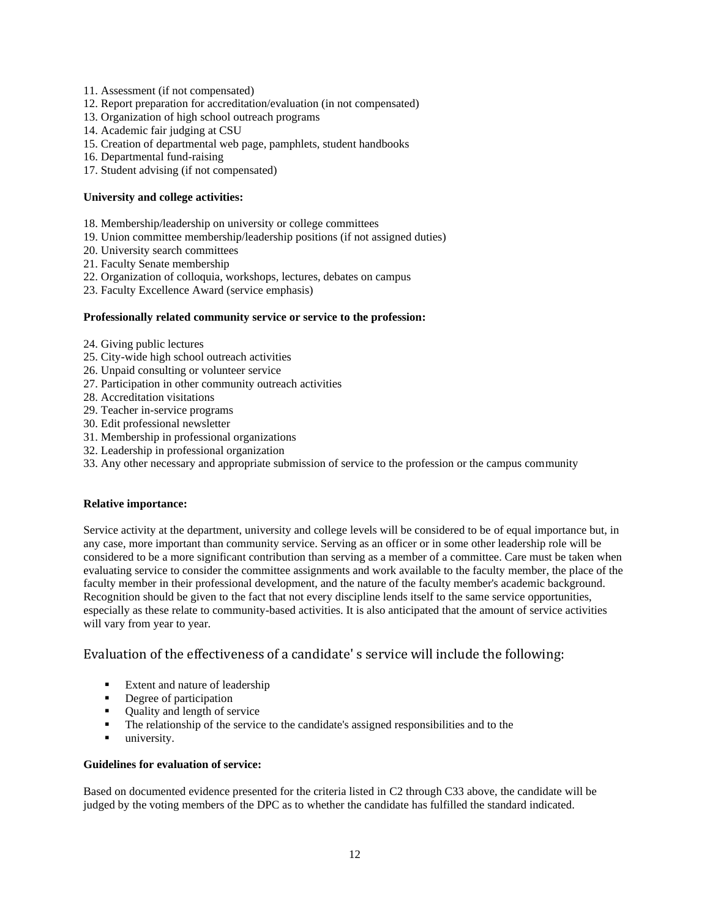11. Assessment (if not compensated)
12. Report preparation for accreditation/evaluation (in not compensated)
13. Organization of high school outreach programs
14. Academic fair judging at CSU
15. Creation of departmental web page, pamphlets, student handbooks
16. Departmental fund-raising
17. Student advising (if not compensated)

**University and college activities:**

18. Membership/leadership on university or college committees
19. Union committee membership/leadership positions (if not assigned duties)
20. University search committees
21. Faculty Senate membership
22. Organization of colloquia, workshops, lectures, debates on campus
23. Faculty Excellence Award (service emphasis)

**Professionally related community service or service to the profession:**

24. Giving public lectures
25. City-wide high school outreach activities
26. Unpaid consulting or volunteer service
27. Participation in other community outreach activities
28. Accreditation visitations
29. Teacher in-service programs
30. Edit professional newsletter
31. Membership in professional organizations
32. Leadership in professional organization
33. Any other necessary and appropriate submission of service to the profession or the campus community

**Relative importance:**

Service activity at the department, university and college levels will be considered to be of equal importance but, in any case, more important than community service. Serving as an officer or in some other leadership role will be considered to be a more significant contribution than serving as a member of a committee. Care must be taken when evaluating service to consider the committee assignments and work available to the faculty member, the place of the faculty member in their professional development, and the nature of the faculty member's academic background. Recognition should be given to the fact that not every discipline lends itself to the same service opportunities, especially as these relate to community-based activities. It is also anticipated that the amount of service activities will vary from year to year.

## Evaluation of the effectiveness of a candidate' s service will include the following:

- Extent and nature of leadership
- Degree of participation
- Quality and length of service
- The relationship of the service to the candidate's assigned responsibilities and to the
- university.

**Guidelines for evaluation of service:**

Based on documented evidence presented for the criteria listed in C2 through C33 above, the candidate will be judged by the voting members of the DPC as to whether the candidate has fulfilled the standard indicated.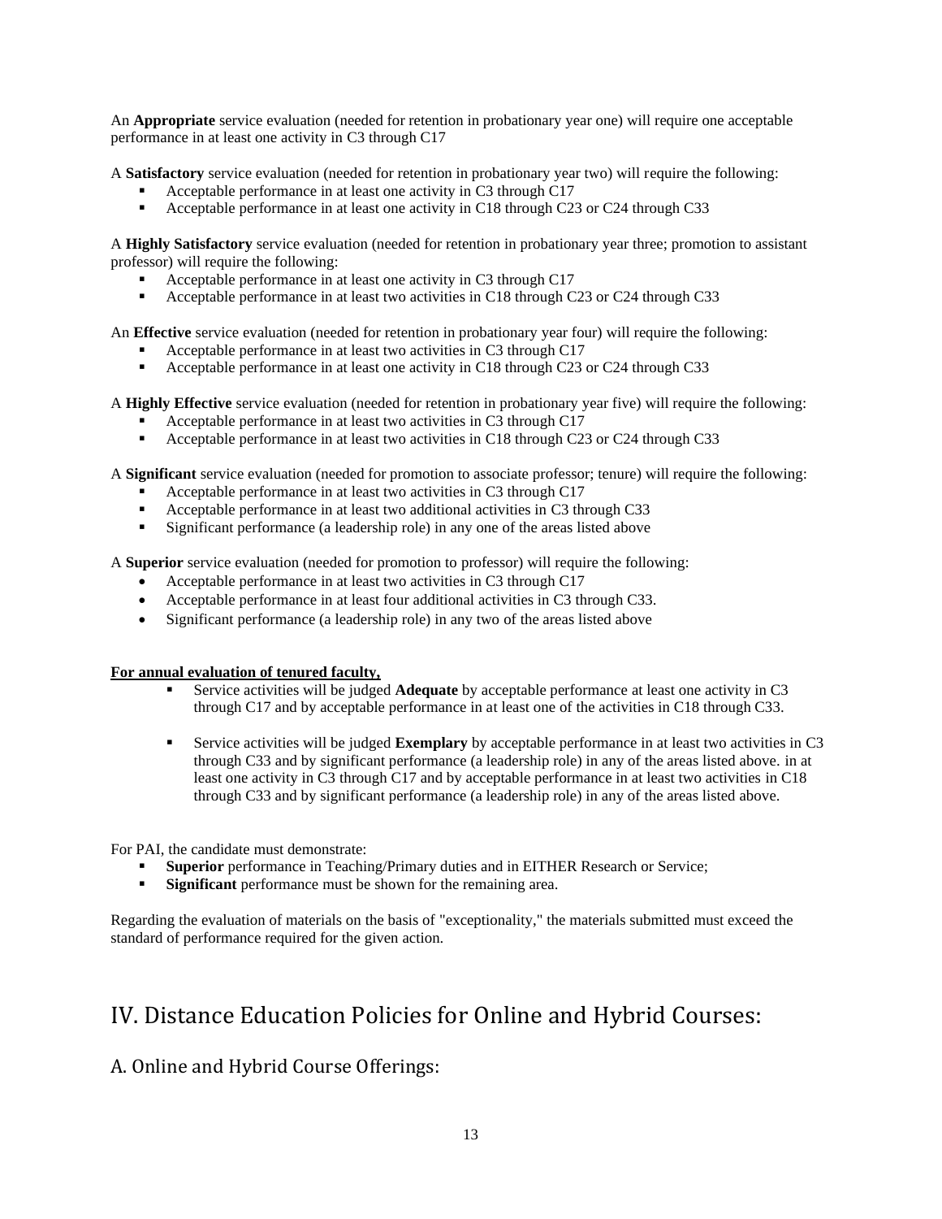An **Appropriate** service evaluation (needed for retention in probationary year one) will require one acceptable performance in at least one activity in C3 through C17

A **Satisfactory** service evaluation (needed for retention in probationary year two) will require the following:

- Acceptable performance in at least one activity in C3 through C17
- Acceptable performance in at least one activity in C18 through C23 or C24 through C33

A **Highly Satisfactory** service evaluation (needed for retention in probationary year three; promotion to assistant professor) will require the following:

- Acceptable performance in at least one activity in C3 through C17
- Acceptable performance in at least two activities in C18 through C23 or C24 through C33

An **Effective** service evaluation (needed for retention in probationary year four) will require the following:

- Acceptable performance in at least two activities in C3 through C17
- Acceptable performance in at least one activity in C18 through C23 or C24 through C33

A **Highly Effective** service evaluation (needed for retention in probationary year five) will require the following:

- Acceptable performance in at least two activities in C3 through C17
- Acceptable performance in at least two activities in C18 through C23 or C24 through C33

A **Significant** service evaluation (needed for promotion to associate professor; tenure) will require the following:

- Acceptable performance in at least two activities in C3 through C17
- Acceptable performance in at least two additional activities in C3 through C33
- Significant performance (a leadership role) in any one of the areas listed above

A **Superior** service evaluation (needed for promotion to professor) will require the following:

- Acceptable performance in at least two activities in C3 through C17
- Acceptable performance in at least four additional activities in C3 through C33.
- Significant performance (a leadership role) in any two of the areas listed above

**For annual evaluation of tenured faculty,**

- Service activities will be judged **Adequate** by acceptable performance at least one activity in C3 through C17 and by acceptable performance in at least one of the activities in C18 through C33.

- Service activities will be judged **Exemplary** by acceptable performance in at least two activities in C3 through C33 and by significant performance (a leadership role) in any of the areas listed above. in at least one activity in C3 through C17 and by acceptable performance in at least two activities in C18 through C33 and by significant performance (a leadership role) in any of the areas listed above.

For PAI, the candidate must demonstrate:

- **Superior** performance in Teaching/Primary duties and in EITHER Research or Service;
- **Significant** performance must be shown for the remaining area.

Regarding the evaluation of materials on the basis of "exceptionality," the materials submitted must exceed the standard of performance required for the given action.

# IV. Distance Education Policies for Online and Hybrid Courses:

## A. Online and Hybrid Course Offerings: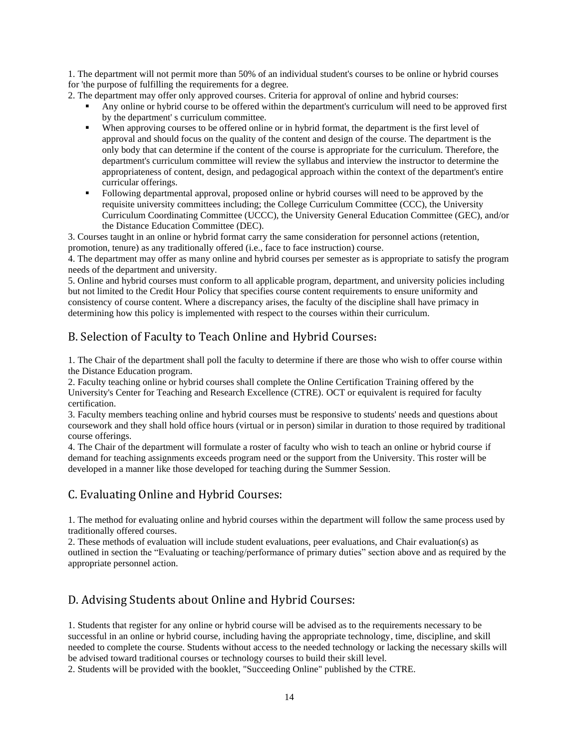1. The department will not permit more than 50% of an individual student's courses to be online or hybrid courses for 'the purpose of fulfilling the requirements for a degree.

2. The department may offer only approved courses. Criteria for approval of online and hybrid courses:

- Any online or hybrid course to be offered within the department's curriculum will need to be approved first by the department' s curriculum committee.
- When approving courses to be offered online or in hybrid format, the department is the first level of approval and should focus on the quality of the content and design of the course. The department is the only body that can determine if the content of the course is appropriate for the curriculum. Therefore, the department's curriculum committee will review the syllabus and interview the instructor to determine the appropriateness of content, design, and pedagogical approach within the context of the department's entire curricular offerings.
- Following departmental approval, proposed online or hybrid courses will need to be approved by the requisite university committees including; the College Curriculum Committee (CCC), the University Curriculum Coordinating Committee (UCCC), the University General Education Committee (GEC), and/or the Distance Education Committee (DEC).

3. Courses taught in an online or hybrid format carry the same consideration for personnel actions (retention, promotion, tenure) as any traditionally offered (i.e., face to face instruction) course.

4. The department may offer as many online and hybrid courses per semester as is appropriate to satisfy the program needs of the department and university.

5. Online and hybrid courses must conform to all applicable program, department, and university policies including but not limited to the Credit Hour Policy that specifies course content requirements to ensure uniformity and consistency of course content. Where a discrepancy arises, the faculty of the discipline shall have primacy in determining how this policy is implemented with respect to the courses within their curriculum.

## B. Selection of Faculty to Teach Online and Hybrid Courses:

1. The Chair of the department shall poll the faculty to determine if there are those who wish to offer course within the Distance Education program.

2. Faculty teaching online or hybrid courses shall complete the Online Certification Training offered by the University's Center for Teaching and Research Excellence (CTRE). OCT or equivalent is required for faculty certification.

3. Faculty members teaching online and hybrid courses must be responsive to students' needs and questions about coursework and they shall hold office hours (virtual or in person) similar in duration to those required by traditional course offerings.

4. The Chair of the department will formulate a roster of faculty who wish to teach an online or hybrid course if demand for teaching assignments exceeds program need or the support from the University. This roster will be developed in a manner like those developed for teaching during the Summer Session.

## C. Evaluating Online and Hybrid Courses:

1. The method for evaluating online and hybrid courses within the department will follow the same process used by traditionally offered courses.

2. These methods of evaluation will include student evaluations, peer evaluations, and Chair evaluation(s) as outlined in section the "Evaluating or teaching/performance of primary duties" section above and as required by the appropriate personnel action.

## D. Advising Students about Online and Hybrid Courses:

1. Students that register for any online or hybrid course will be advised as to the requirements necessary to be successful in an online or hybrid course, including having the appropriate technology, time, discipline, and skill needed to complete the course. Students without access to the needed technology or lacking the necessary skills will be advised toward traditional courses or technology courses to build their skill level.

2. Students will be provided with the booklet, "Succeeding Online" published by the CTRE.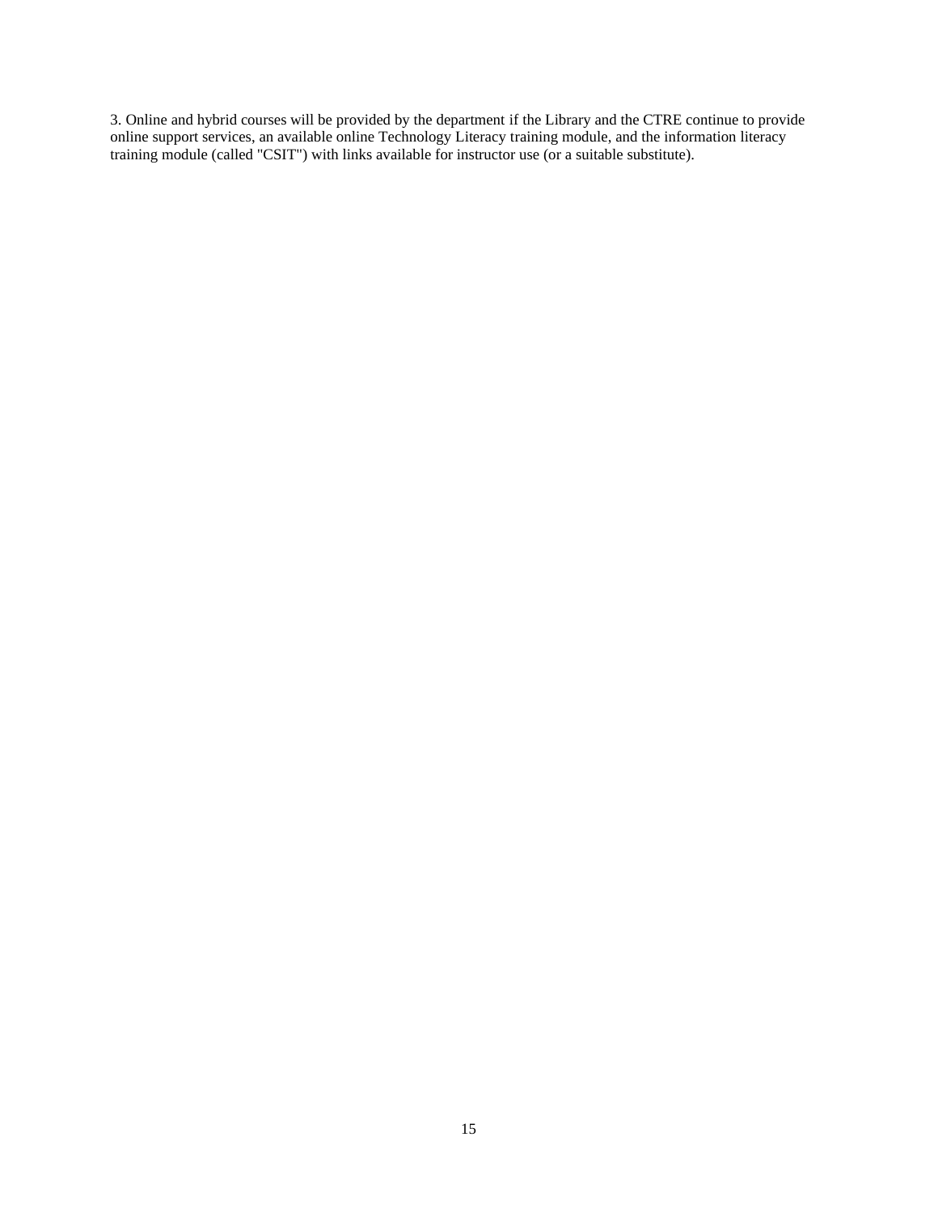3. Online and hybrid courses will be provided by the department if the Library and the CTRE continue to provide online support services, an available online Technology Literacy training module, and the information literacy training module (called "CSIT") with links available for instructor use (or a suitable substitute).